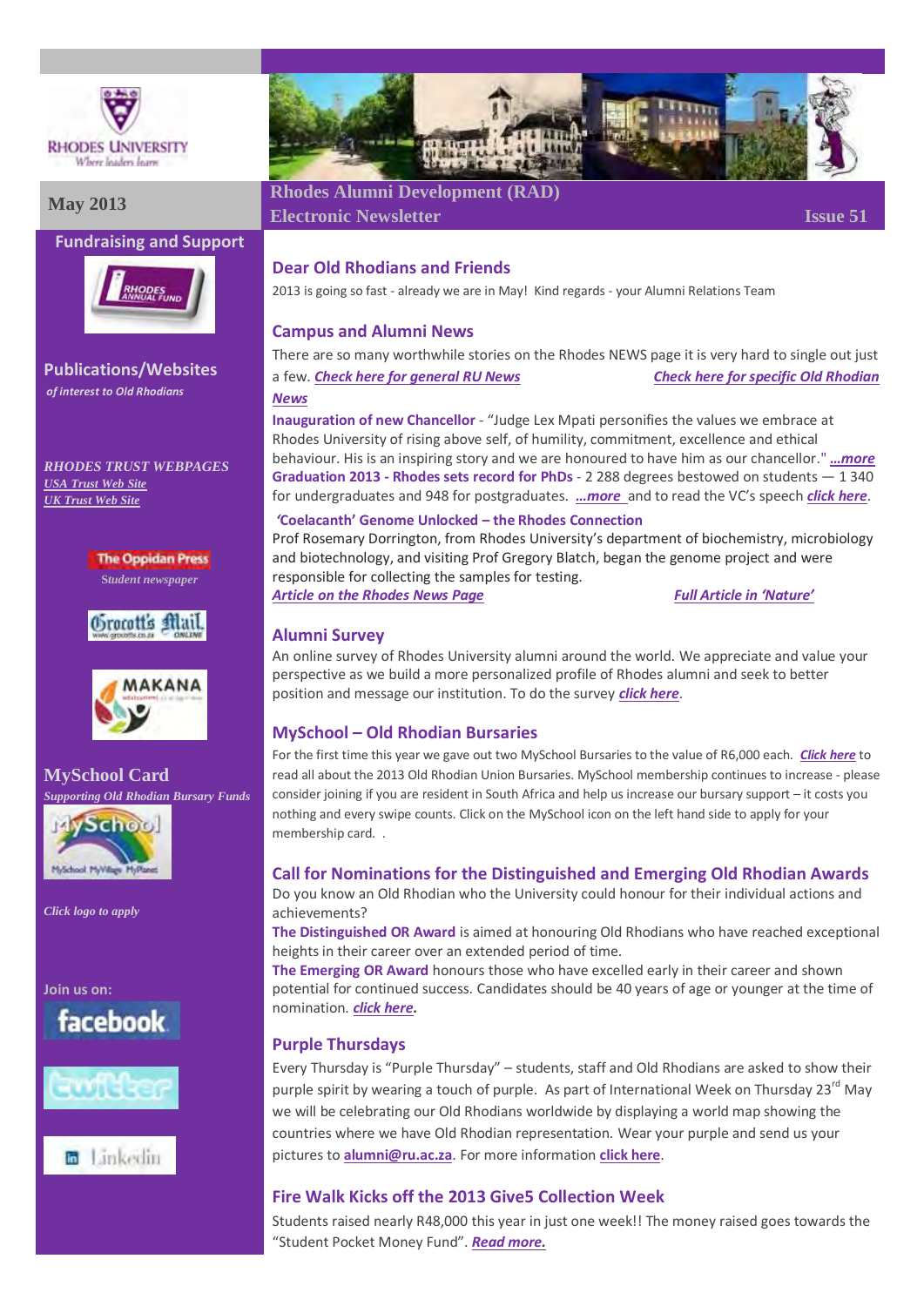RHODES UNIVERSITY
*Where leaders learn*

**May 2013**

# Rhodes Alumni Development (RAD) Electronic Newsletter

**Issue 51**

## Fundraising and Support

## Publications/Websites

*of interest to Old Rhodians*

*RHODES TRUST WEBPAGES*

*USA Trust Web Site*

*UK Trust Web Site*

The Oppidan Press

*Student newspaper*

## MySchool Card

*Supporting Old Rhodian Bursary Funds*

*Click logo to apply*

Join us on:

## Dear Old Rhodians and Friends

2013 is going so fast - already we are in May! Kind regards - your Alumni Relations Team

## Campus and Alumni News

There are so many worthwhile stories on the Rhodes NEWS page it is very hard to single out just a few. ***Check here for general RU News*** ***Check here for specific Old Rhodian News***

**Inauguration of new Chancellor** - "Judge Lex Mpati personifies the values we embrace at Rhodes University of rising above self, of humility, commitment, excellence and ethical behaviour. His is an inspiring story and we are honoured to have him as our chancellor." ***...more***

**Graduation 2013 - Rhodes sets record for PhDs** - 2 288 degrees bestowed on students — 1 340 for undergraduates and 948 for postgraduates. ***...more*** and to read the VC's speech ***click here***.

**'Coelacanth' Genome Unlocked – the Rhodes Connection**

Prof Rosemary Dorrington, from Rhodes University's department of biochemistry, microbiology and biotechnology, and visiting Prof Gregory Blatch, began the genome project and were responsible for collecting the samples for testing.

***Article on the Rhodes News Page*** ***Full Article in 'Nature'***

## Alumni Survey

An online survey of Rhodes University alumni around the world. We appreciate and value your perspective as we build a more personalized profile of Rhodes alumni and seek to better position and message our institution. To do the survey ***click here***.

## MySchool – Old Rhodian Bursaries

For the first time this year we gave out two MySchool Bursaries to the value of R6,000 each. ***Click here*** to read all about the 2013 Old Rhodian Union Bursaries. MySchool membership continues to increase - please consider joining if you are resident in South Africa and help us increase our bursary support – it costs you nothing and every swipe counts. Click on the MySchool icon on the left hand side to apply for your membership card. .

## Call for Nominations for the Distinguished and Emerging Old Rhodian Awards

Do you know an Old Rhodian who the University could honour for their individual actions and achievements?

**The Distinguished OR Award** is aimed at honouring Old Rhodians who have reached exceptional heights in their career over an extended period of time.

**The Emerging OR Award** honours those who have excelled early in their career and shown potential for continued success. Candidates should be 40 years of age or younger at the time of nomination. ***click here.***

## Purple Thursdays

Every Thursday is "Purple Thursday" – students, staff and Old Rhodians are asked to show their purple spirit by wearing a touch of purple. As part of International Week on Thursday 23rd May we will be celebrating our Old Rhodians worldwide by displaying a world map showing the countries where we have Old Rhodian representation. Wear your purple and send us your pictures to **alumni@ru.ac.za**. For more information **click here**.

## Fire Walk Kicks off the 2013 Give5 Collection Week

Students raised nearly R48,000 this year in just one week!! The money raised goes towards the "Student Pocket Money Fund". ***Read more.***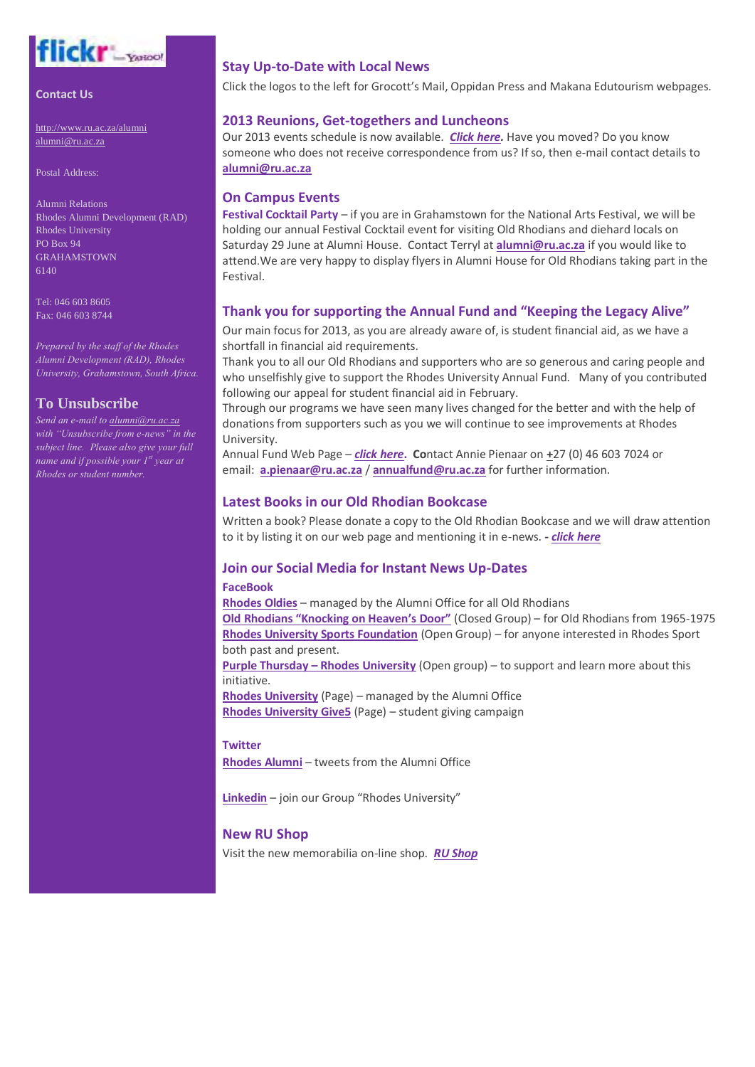flickr from YAHOO!

**Contact Us**

http://www.ru.ac.za/alumni
alumni@ru.ac.za

Postal Address:

Alumni Relations
Rhodes Alumni Development (RAD)
Rhodes University
PO Box 94
GRAHAMSTOWN
6140

Tel: 046 603 8605
Fax: 046 603 8744

*Prepared by the staff of the Rhodes Alumni Development (RAD), Rhodes University, Grahamstown, South Africa.*

## To Unsubscribe

*Send an e-mail to alumni@ru.ac.za with "Unsubscribe from e-news" in the subject line. Please also give your full name and if possible your 1st year at Rhodes or student number.*

## Stay Up-to-Date with Local News

Click the logos to the left for Grocott's Mail, Oppidan Press and Makana Edutourism webpages.

## 2013 Reunions, Get-togethers and Luncheons

Our 2013 events schedule is now available. ***Click here.*** Have you moved? Do you know someone who does not receive correspondence from us? If so, then e-mail contact details to **alumni@ru.ac.za**

## On Campus Events

**Festival Cocktail Party** – if you are in Grahamstown for the National Arts Festival, we will be holding our annual Festival Cocktail event for visiting Old Rhodians and diehard locals on Saturday 29 June at Alumni House. Contact Terryl at **alumni@ru.ac.za** if you would like to attend.We are very happy to display flyers in Alumni House for Old Rhodians taking part in the Festival.

## Thank you for supporting the Annual Fund and "Keeping the Legacy Alive"

Our main focus for 2013, as you are already aware of, is student financial aid, as we have a shortfall in financial aid requirements.

Thank you to all our Old Rhodians and supporters who are so generous and caring people and who unselfishly give to support the Rhodes University Annual Fund. Many of you contributed following our appeal for student financial aid in February.

Through our programs we have seen many lives changed for the better and with the help of donations from supporters such as you we will continue to see improvements at Rhodes University.

Annual Fund Web Page – ***click here***. **Co**ntact Annie Pienaar on +27 (0) 46 603 7024 or email: **a.pienaar@ru.ac.za** / **annualfund@ru.ac.za** for further information.

## Latest Books in our Old Rhodian Bookcase

Written a book? Please donate a copy to the Old Rhodian Bookcase and we will draw attention to it by listing it on our web page and mentioning it in e-news. **-** ***click here***

## Join our Social Media for Instant News Up-Dates

**FaceBook**

**Rhodes Oldies** – managed by the Alumni Office for all Old Rhodians
**Old Rhodians "Knocking on Heaven's Door"** (Closed Group) – for Old Rhodians from 1965-1975
**Rhodes University Sports Foundation** (Open Group) – for anyone interested in Rhodes Sport both past and present.
**Purple Thursday – Rhodes University** (Open group) – to support and learn more about this initiative.
**Rhodes University** (Page) – managed by the Alumni Office
**Rhodes University Give5** (Page) – student giving campaign

**Twitter**

**Rhodes Alumni** – tweets from the Alumni Office

**Linkedin** – join our Group "Rhodes University"

## New RU Shop

Visit the new memorabilia on-line shop. ***RU Shop***